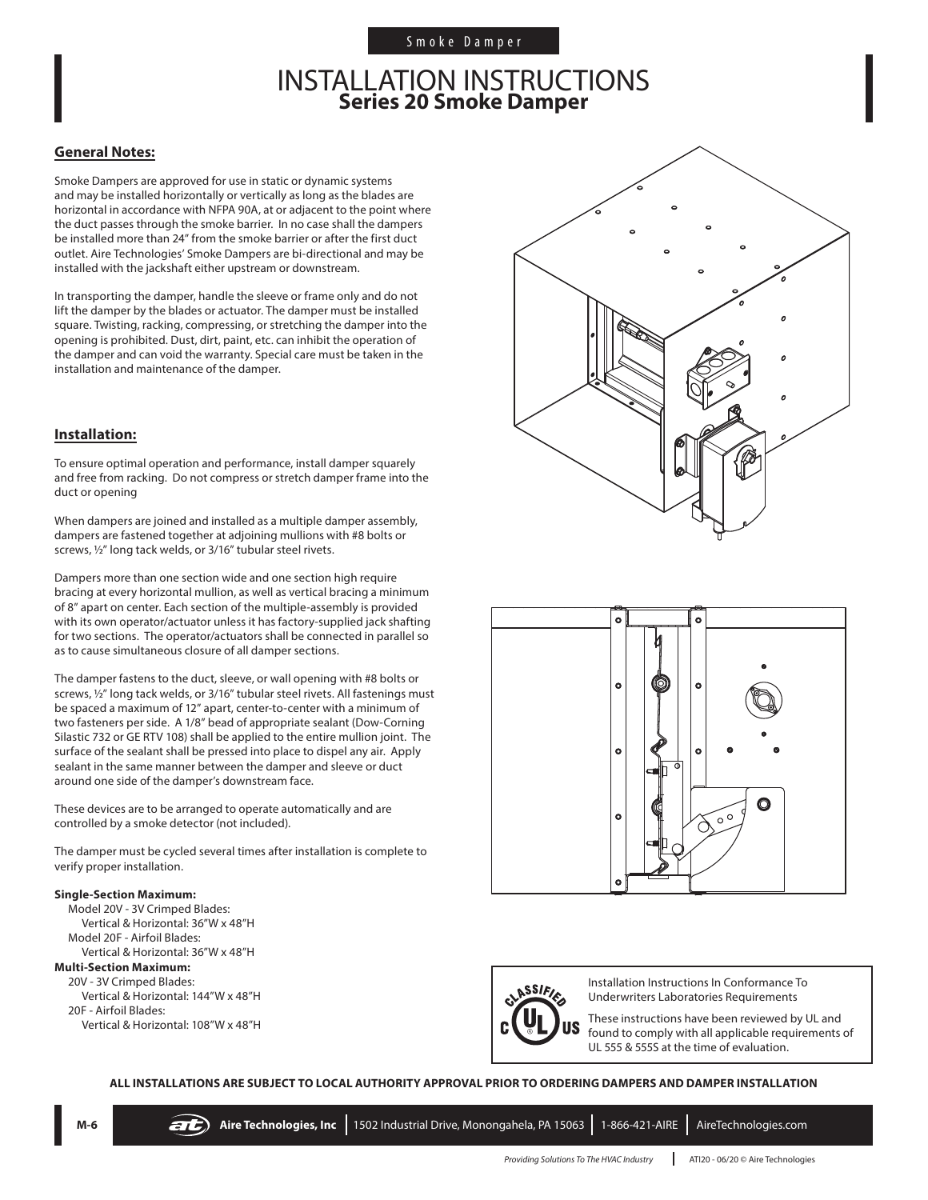Smoke Damper

# INSTALLATION INSTRUCTIONS
## Series 20 Smoke Damper

### General Notes:

Smoke Dampers are approved for use in static or dynamic systems and may be installed horizontally or vertically as long as the blades are horizontal in accordance with NFPA 90A, at or adjacent to the point where the duct passes through the smoke barrier. In no case shall the dampers be installed more than 24" from the smoke barrier or after the first duct outlet. Aire Technologies' Smoke Dampers are bi-directional and may be installed with the jackshaft either upstream or downstream.

In transporting the damper, handle the sleeve or frame only and do not lift the damper by the blades or actuator. The damper must be installed square. Twisting, racking, compressing, or stretching the damper into the opening is prohibited. Dust, dirt, paint, etc. can inhibit the operation of the damper and can void the warranty. Special care must be taken in the installation and maintenance of the damper.

### Installation:

To ensure optimal operation and performance, install damper squarely and free from racking. Do not compress or stretch damper frame into the duct or opening

When dampers are joined and installed as a multiple damper assembly, dampers are fastened together at adjoining mullions with #8 bolts or screws, ½" long tack welds, or 3/16" tubular steel rivets.

Dampers more than one section wide and one section high require bracing at every horizontal mullion, as well as vertical bracing a minimum of 8" apart on center. Each section of the multiple-assembly is provided with its own operator/actuator unless it has factory-supplied jack shafting for two sections. The operator/actuators shall be connected in parallel so as to cause simultaneous closure of all damper sections.

The damper fastens to the duct, sleeve, or wall opening with #8 bolts or screws, ½" long tack welds, or 3/16" tubular steel rivets. All fastenings must be spaced a maximum of 12" apart, center-to-center with a minimum of two fasteners per side. A 1/8" bead of appropriate sealant (Dow-Corning Silastic 732 or GE RTV 108) shall be applied to the entire mullion joint. The surface of the sealant shall be pressed into place to dispel any air. Apply sealant in the same manner between the damper and sleeve or duct around one side of the damper's downstream face.

These devices are to be arranged to operate automatically and are controlled by a smoke detector (not included).

The damper must be cycled several times after installation is complete to verify proper installation.

**Single-Section Maximum:**
- Model 20V - 3V Crimped Blades:
  - Vertical & Horizontal: 36"W x 48"H
- Model 20F - Airfoil Blades:
  - Vertical & Horizontal: 36"W x 48"H

**Multi-Section Maximum:**
- 20V - 3V Crimped Blades:
  - Vertical & Horizontal: 144"W x 48"H
- 20F - Airfoil Blades:
  - Vertical & Horizontal: 108"W x 48"H

Installation Instructions In Conformance To Underwriters Laboratories Requirements

These instructions have been reviewed by UL and found to comply with all applicable requirements of UL 555 & 555S at the time of evaluation.

**ALL INSTALLATIONS ARE SUBJECT TO LOCAL AUTHORITY APPROVAL PRIOR TO ORDERING DAMPERS AND DAMPER INSTALLATION**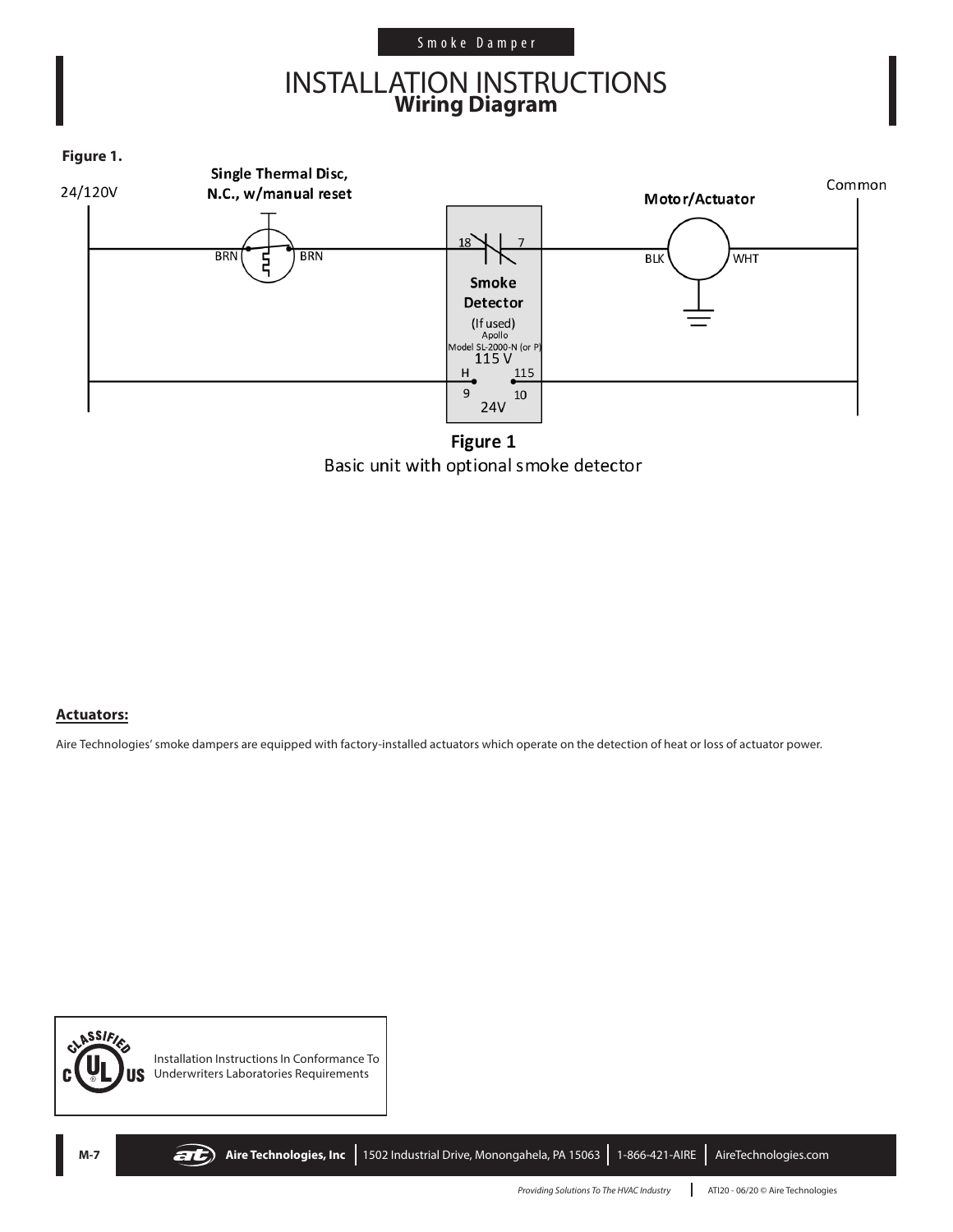Smoke Damper

# INSTALLATION INSTRUCTIONS
## Wiring Diagram

**Figure 1.**

24/120V

Single Thermal Disc,
N.C., w/manual reset

BRN
BRN

18
7

Smoke
Detector
(If used)
Apollo
Model SL-2000-N (or P)
115 V
H
115
9
10
24V

Motor/Actuator

BLK
WHT

Common

**Figure 1**
Basic unit with optional smoke detector

**Actuators:**

Aire Technologies' smoke dampers are equipped with factory-installed actuators which operate on the detection of heat or loss of actuator power.

Installation Instructions In Conformance To Underwriters Laboratories Requirements